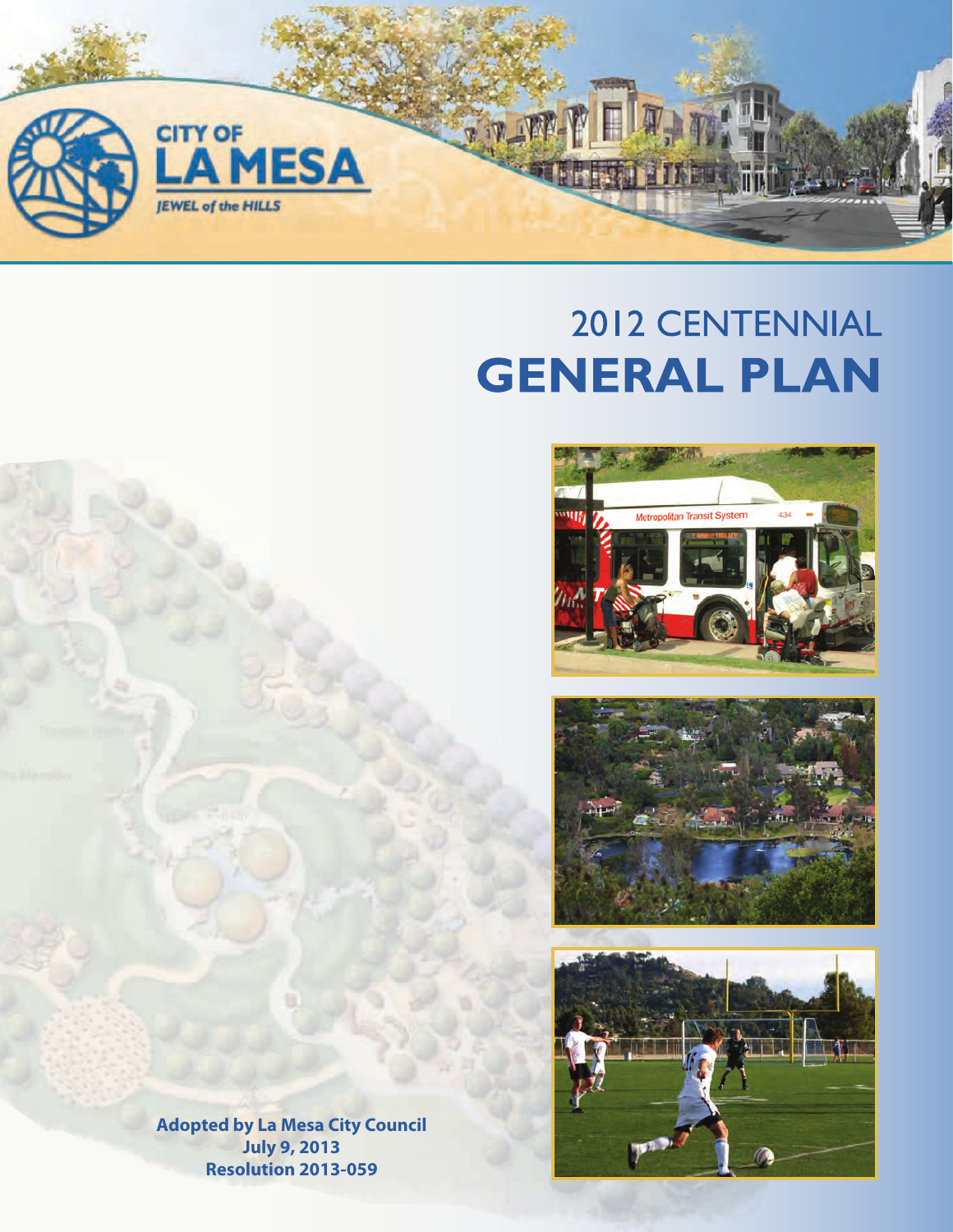CITY OF

LA MESA

*JEWEL of the HILLS*

# 2012 CENTENNIAL
# GENERAL PLAN

**Adopted by La Mesa City Council**
**July 9, 2013**
**Resolution 2013-059**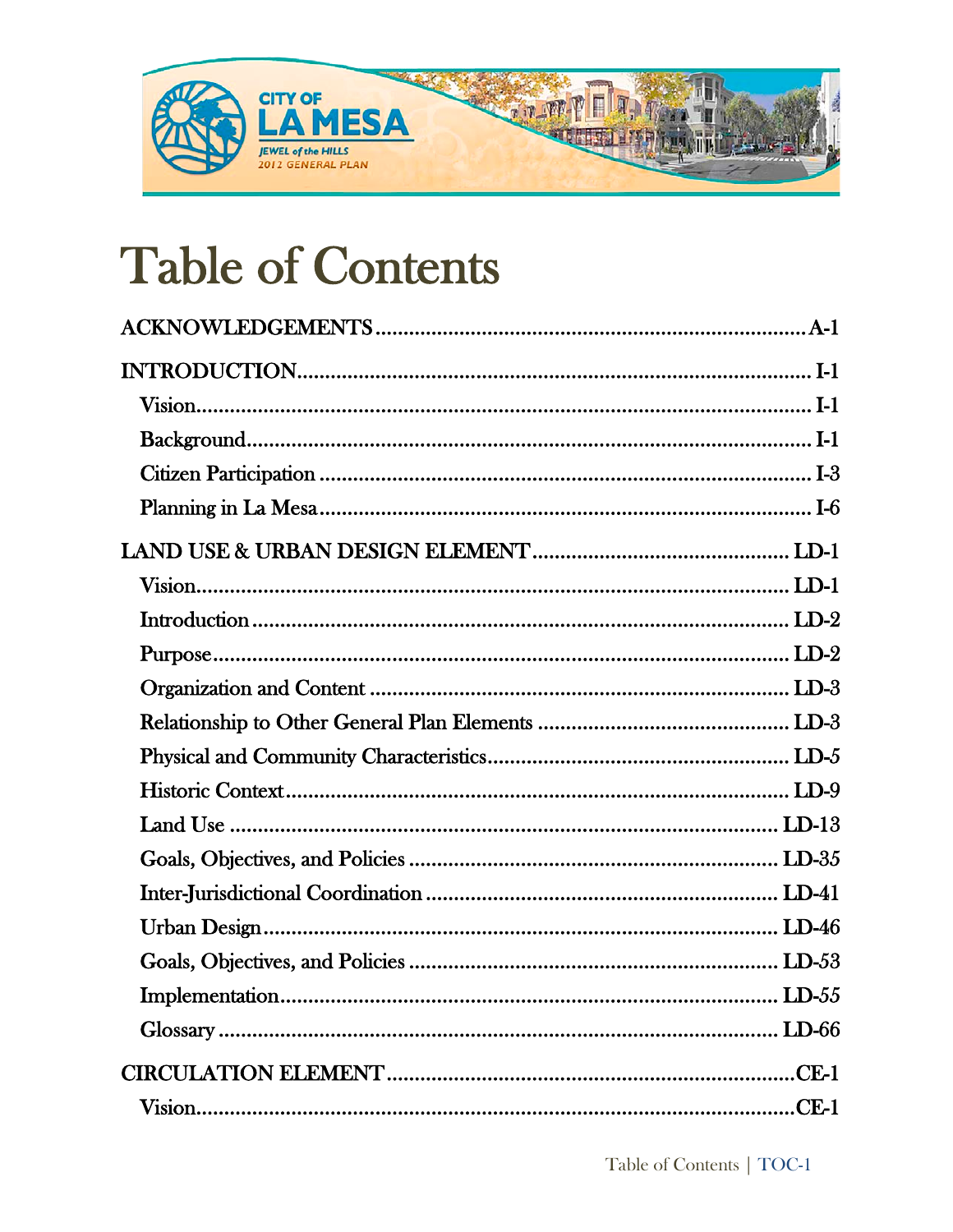# Table of Contents

ACKNOWLEDGEMENTS ........................................................................ A-1

INTRODUCTION ........................................................................ I-1

- Vision ........................................................................ I-1
- Background ........................................................................ I-1
- Citizen Participation ........................................................................ I-3
- Planning in La Mesa ........................................................................ I-6

LAND USE & URBAN DESIGN ELEMENT ........................................................................ LD-1

- Vision ........................................................................ LD-1
- Introduction ........................................................................ LD-2
- Purpose ........................................................................ LD-2
- Organization and Content ........................................................................ LD-3
- Relationship to Other General Plan Elements ........................................................................ LD-3
- Physical and Community Characteristics ........................................................................ LD-5
- Historic Context ........................................................................ LD-9
- Land Use ........................................................................ LD-13
- Goals, Objectives, and Policies ........................................................................ LD-35
- Inter-Jurisdictional Coordination ........................................................................ LD-41
- Urban Design ........................................................................ LD-46
- Goals, Objectives, and Policies ........................................................................ LD-53
- Implementation ........................................................................ LD-55
- Glossary ........................................................................ LD-66

CIRCULATION ELEMENT ........................................................................ CE-1

- Vision ........................................................................ CE-1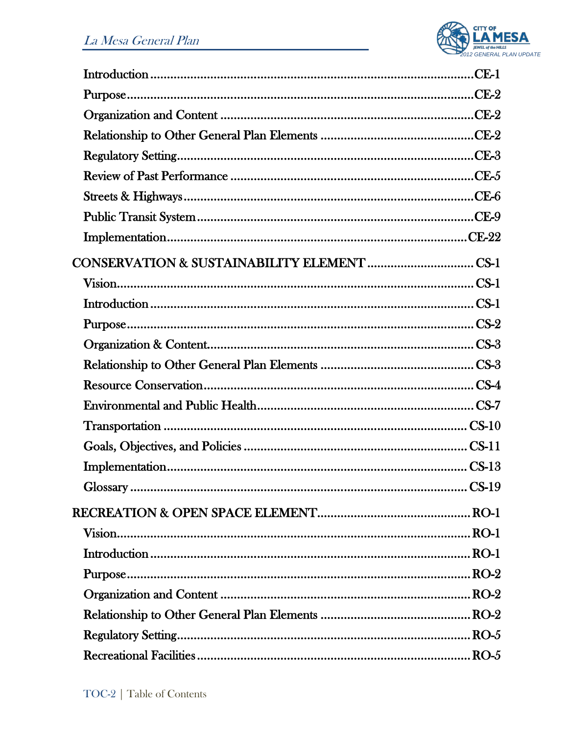Introduction .................................................................................................CE-1

Purpose.........................................................................................................CE-2

Organization and Content ...........................................................................CE-2

Relationship to Other General Plan Elements ..............................................CE-2

Regulatory Setting.........................................................................................CE-3

Review of Past Performance .........................................................................CE-5

Streets & Highways.......................................................................................CE-6

Public Transit System....................................................................................CE-9

Implementation...........................................................................................CE-22

CONSERVATION & SUSTAINABILITY ELEMENT ................................ CS-1

Vision........................................................................................................... CS-1

Introduction ................................................................................................. CS-1

Purpose........................................................................................................ CS-2

Organization & Content.............................................................................. CS-3

Relationship to Other General Plan Elements ............................................. CS-3

Resource Conservation................................................................................ CS-4

Environmental and Public Health................................................................ CS-7

Transportation ........................................................................................... CS-10

Goals, Objectives, and Policies .................................................................. CS-11

Implementation.......................................................................................... CS-13

Glossary ..................................................................................................... CS-19

RECREATION & OPEN SPACE ELEMENT............................................ RO-1

Vision.......................................................................................................... RO-1

Introduction ................................................................................................ RO-1

Purpose....................................................................................................... RO-2

Organization and Content .......................................................................... RO-2

Relationship to Other General Plan Elements ............................................ RO-2

Regulatory Setting....................................................................................... RO-5

Recreational Facilities ................................................................................. RO-5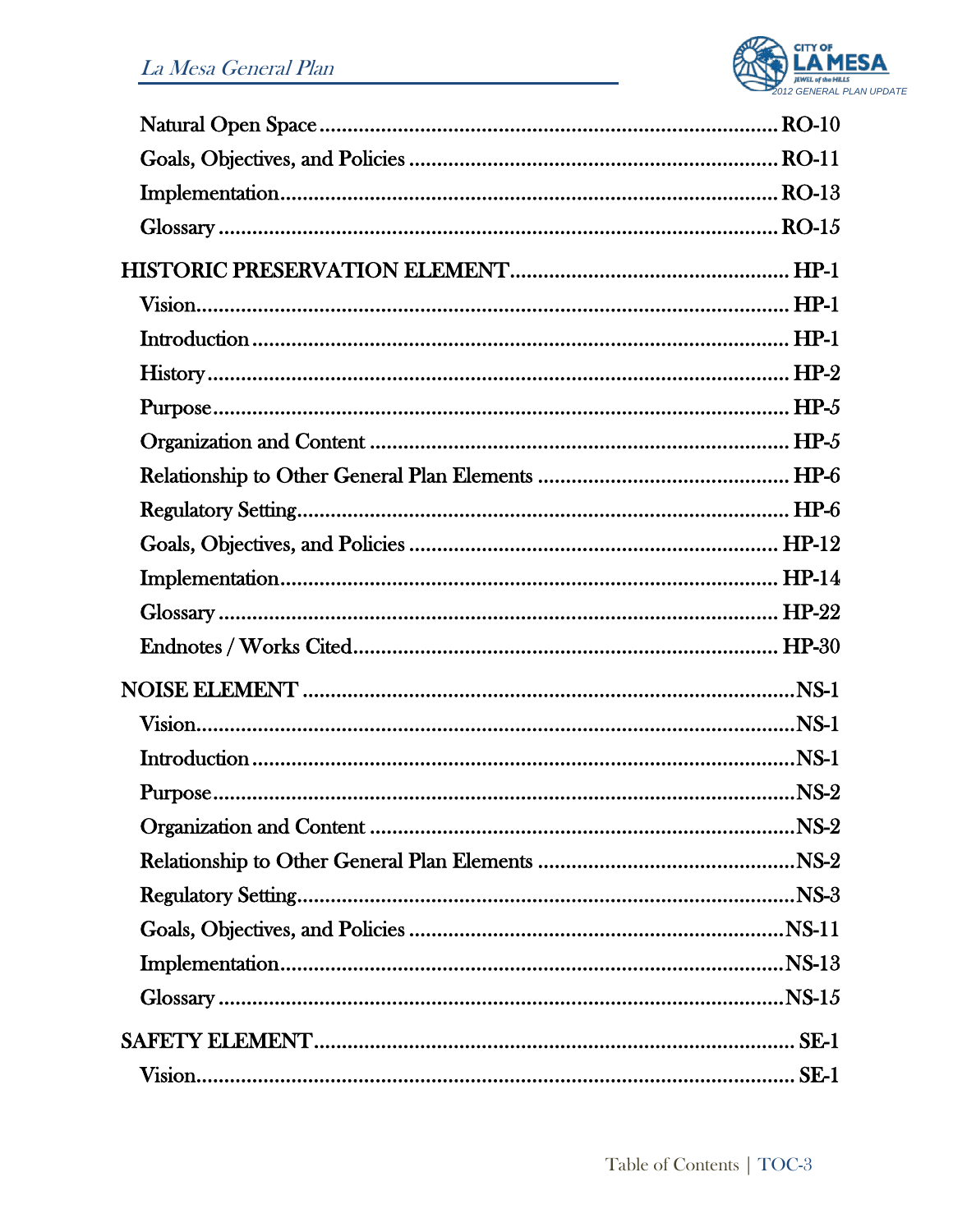Natural Open Space ........................................................................ RO-10

Goals, Objectives, and Policies ........................................................ RO-11

Implementation ................................................................................ RO-13

Glossary .......................................................................................... RO-15

HISTORIC PRESERVATION ELEMENT ................................................ HP-1

Vision .............................................................................................. HP-1

Introduction .................................................................................... HP-1

History ............................................................................................. HP-2

Purpose ............................................................................................ HP-5

Organization and Content ................................................................ HP-5

Relationship to Other General Plan Elements .................................... HP-6

Regulatory Setting ............................................................................ HP-6

Goals, Objectives, and Policies ......................................................... HP-12

Implementation ................................................................................ HP-14

Glossary ........................................................................................... HP-22

Endnotes / Works Cited .................................................................... HP-30

NOISE ELEMENT ............................................................................... NS-1

Vision ............................................................................................... NS-1

Introduction ...................................................................................... NS-1

Purpose ............................................................................................. NS-2

Organization and Content .................................................................. NS-2

Relationship to Other General Plan Elements ...................................... NS-2

Regulatory Setting ............................................................................. NS-3

Goals, Objectives, and Policies ........................................................... NS-11

Implementation ................................................................................. NS-13

Glossary ............................................................................................ NS-15

SAFETY ELEMENT ............................................................................. SE-1

Vision ............................................................................................... SE-1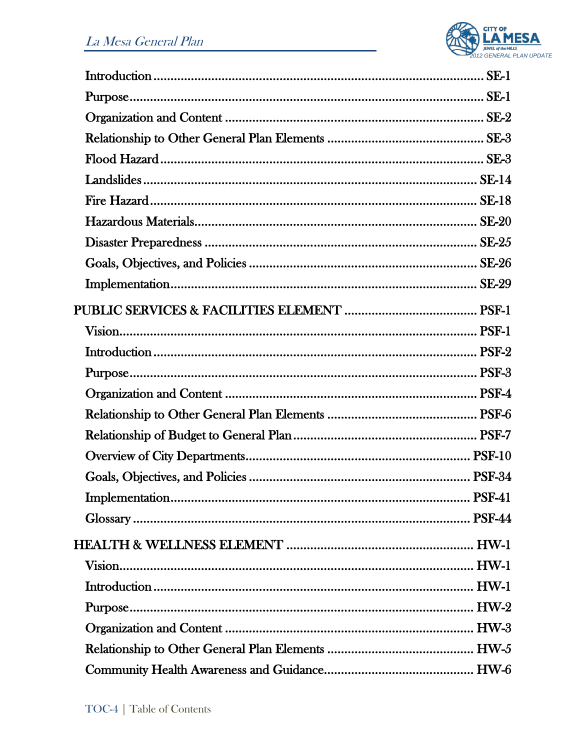- Introduction ........ SE-1
- Purpose ........ SE-1
- Organization and Content ........ SE-2
- Relationship to Other General Plan Elements ........ SE-3
- Flood Hazard ........ SE-3
- Landslides ........ SE-14
- Fire Hazard ........ SE-18
- Hazardous Materials ........ SE-20
- Disaster Preparedness ........ SE-25
- Goals, Objectives, and Policies ........ SE-26
- Implementation ........ SE-29

**PUBLIC SERVICES & FACILITIES ELEMENT ........ PSF-1**

- Vision ........ PSF-1
- Introduction ........ PSF-2
- Purpose ........ PSF-3
- Organization and Content ........ PSF-4
- Relationship to Other General Plan Elements ........ PSF-6
- Relationship of Budget to General Plan ........ PSF-7
- Overview of City Departments ........ PSF-10
- Goals, Objectives, and Policies ........ PSF-34
- Implementation ........ PSF-41
- Glossary ........ PSF-44

**HEALTH & WELLNESS ELEMENT ........ HW-1**

- Vision ........ HW-1
- Introduction ........ HW-1
- Purpose ........ HW-2
- Organization and Content ........ HW-3
- Relationship to Other General Plan Elements ........ HW-5
- Community Health Awareness and Guidance ........ HW-6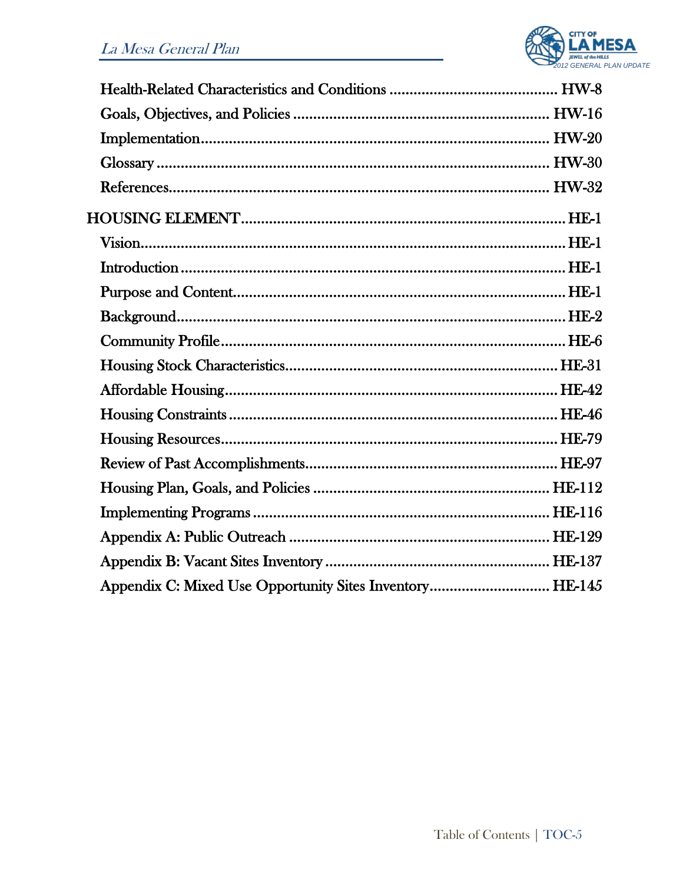- Health-Related Characteristics and Conditions .......................................... HW-8
- Goals, Objectives, and Policies ................................................................ HW-16
- Implementation........................................................................................ HW-20
- Glossary .................................................................................................. HW-30
- References................................................................................................ HW-32

**HOUSING ELEMENT**.................................................................................. HE-1

- Vision........................................................................................................ HE-1
- Introduction ............................................................................................... HE-1
- Purpose and Content.................................................................................. HE-1
- Background................................................................................................ HE-2
- Community Profile..................................................................................... HE-6
- Housing Stock Characteristics.................................................................... HE-31
- Affordable Housing................................................................................... HE-42
- Housing Constraints .................................................................................. HE-46
- Housing Resources.................................................................................... HE-79
- Review of Past Accomplishments............................................................... HE-97
- Housing Plan, Goals, and Policies ........................................................... HE-112
- Implementing Programs .......................................................................... HE-116
- Appendix A: Public Outreach ................................................................. HE-129
- Appendix B: Vacant Sites Inventory ........................................................ HE-137
- Appendix C: Mixed Use Opportunity Sites Inventory............................... HE-145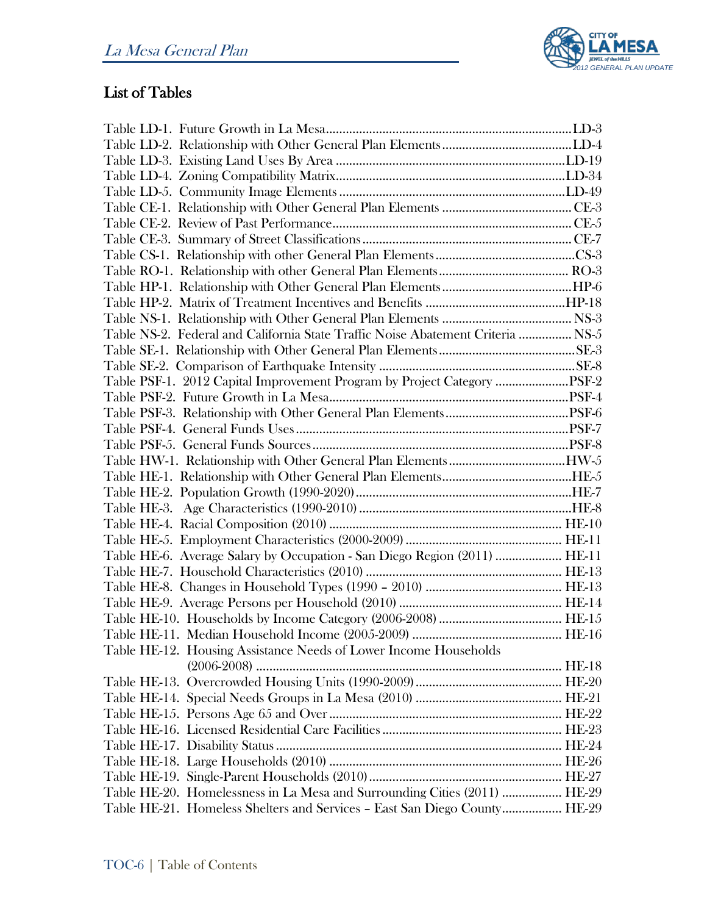## List of Tables

Table LD-1. Future Growth in La Mesa ........................................................................ LD-3
Table LD-2. Relationship with Other General Plan Elements ....................................... LD-4
Table LD-3. Existing Land Uses By Area ..................................................................... LD-19
Table LD-4. Zoning Compatibility Matrix ..................................................................... LD-34
Table LD-5. Community Image Elements .................................................................... LD-49
Table CE-1. Relationship with Other General Plan Elements ....................................... CE-3
Table CE-2. Review of Past Performance ..................................................................... CE-5
Table CE-3. Summary of Street Classifications ............................................................. CE-7
Table CS-1. Relationship with other General Plan Elements ........................................ CS-3
Table RO-1. Relationship with other General Plan Elements ....................................... RO-3
Table HP-1. Relationship with Other General Plan Elements ....................................... HP-6
Table HP-2. Matrix of Treatment Incentives and Benefits ............................................ HP-18
Table NS-1. Relationship with Other General Plan Elements ....................................... NS-3
Table NS-2. Federal and California State Traffic Noise Abatement Criteria ................ NS-5
Table SE-1. Relationship with Other General Plan Elements ........................................ SE-3
Table SE-2. Comparison of Earthquake Intensity .......................................................... SE-8
Table PSF-1. 2012 Capital Improvement Program by Project Category ...................... PSF-2
Table PSF-2. Future Growth in La Mesa ...................................................................... PSF-4
Table PSF-3. Relationship with Other General Plan Elements ..................................... PSF-6
Table PSF-4. General Funds Uses ................................................................................ PSF-7
Table PSF-5. General Funds Sources ........................................................................... PSF-8
Table HW-1. Relationship with Other General Plan Elements ..................................... HW-5
Table HE-1. Relationship with Other General Plan Elements ....................................... HE-5
Table HE-2. Population Growth (1990-2020) ............................................................... HE-7
Table HE-3. Age Characteristics (1990-2010) .............................................................. HE-8
Table HE-4. Racial Composition (2010) ....................................................................... HE-10
Table HE-5. Employment Characteristics (2000-2009) ................................................ HE-11
Table HE-6. Average Salary by Occupation - San Diego Region (2011) ..................... HE-11
Table HE-7. Household Characteristics (2010) ............................................................ HE-13
Table HE-8. Changes in Household Types (1990 – 2010) .......................................... HE-13
Table HE-9. Average Persons per Household (2010) .................................................. HE-14
Table HE-10. Households by Income Category (2006-2008) ...................................... HE-15
Table HE-11. Median Household Income (2005-2009) ................................................ HE-16
Table HE-12. Housing Assistance Needs of Lower Income Households (2006-2008) ... HE-18
Table HE-13. Overcrowded Housing Units (1990-2009) .............................................. HE-20
Table HE-14. Special Needs Groups in La Mesa (2010) .............................................. HE-21
Table HE-15. Persons Age 65 and Over ....................................................................... HE-22
Table HE-16. Licensed Residential Care Facilities ....................................................... HE-23
Table HE-17. Disability Status ...................................................................................... HE-24
Table HE-18. Large Households (2010) ....................................................................... HE-26
Table HE-19. Single-Parent Households (2010) ........................................................... HE-27
Table HE-20. Homelessness in La Mesa and Surrounding Cities (2011) .................... HE-29
Table HE-21. Homeless Shelters and Services – East San Diego County .................. HE-29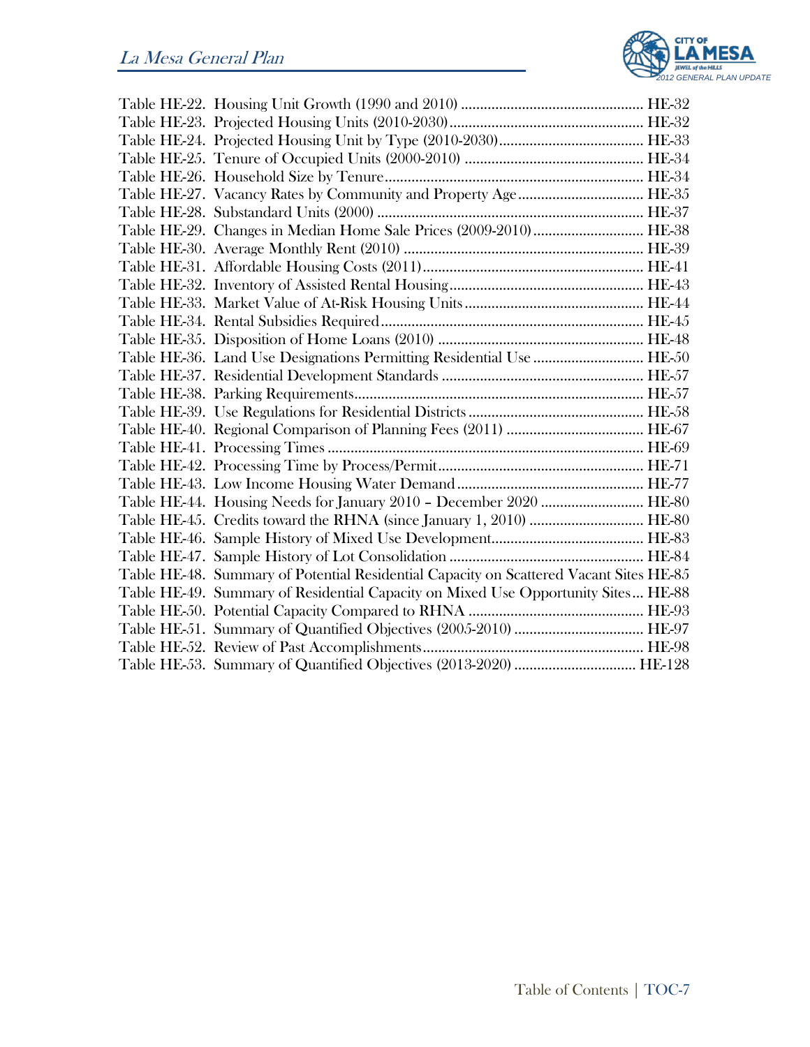Table HE-22. Housing Unit Growth (1990 and 2010) ............................................... HE-32
Table HE-23. Projected Housing Units (2010-2030) .................................................. HE-32
Table HE-24. Projected Housing Unit by Type (2010-2030) ..................................... HE-33
Table HE-25. Tenure of Occupied Units (2000-2010) .............................................. HE-34
Table HE-26. Household Size by Tenure .................................................................. HE-34
Table HE-27. Vacancy Rates by Community and Property Age ................................ HE-35
Table HE-28. Substandard Units (2000) ..................................................................... HE-37
Table HE-29. Changes in Median Home Sale Prices (2009-2010) ............................ HE-38
Table HE-30. Average Monthly Rent (2010) .............................................................. HE-39
Table HE-31. Affordable Housing Costs (2011) ......................................................... HE-41
Table HE-32. Inventory of Assisted Rental Housing .................................................. HE-43
Table HE-33. Market Value of At-Risk Housing Units ............................................... HE-44
Table HE-34. Rental Subsidies Required ................................................................... HE-45
Table HE-35. Disposition of Home Loans (2010) ...................................................... HE-48
Table HE-36. Land Use Designations Permitting Residential Use ............................ HE-50
Table HE-37. Residential Development Standards .................................................... HE-57
Table HE-38. Parking Requirements .......................................................................... HE-57
Table HE-39. Use Regulations for Residential Districts ............................................. HE-58
Table HE-40. Regional Comparison of Planning Fees (2011) ................................... HE-67
Table HE-41. Processing Times .................................................................................. HE-69
Table HE-42. Processing Time by Process/Permit ..................................................... HE-71
Table HE-43. Low Income Housing Water Demand ................................................. HE-77
Table HE-44. Housing Needs for January 2010 – December 2020 .......................... HE-80
Table HE-45. Credits toward the RHNA (since January 1, 2010) ............................. HE-80
Table HE-46. Sample History of Mixed Use Development ........................................ HE-83
Table HE-47. Sample History of Lot Consolidation .................................................. HE-84
Table HE-48. Summary of Potential Residential Capacity on Scattered Vacant Sites HE-85
Table HE-49. Summary of Residential Capacity on Mixed Use Opportunity Sites ... HE-88
Table HE-50. Potential Capacity Compared to RHNA .............................................. HE-93
Table HE-51. Summary of Quantified Objectives (2005-2010) ................................. HE-97
Table HE-52. Review of Past Accomplishments ......................................................... HE-98
Table HE-53. Summary of Quantified Objectives (2013-2020) ............................... HE-128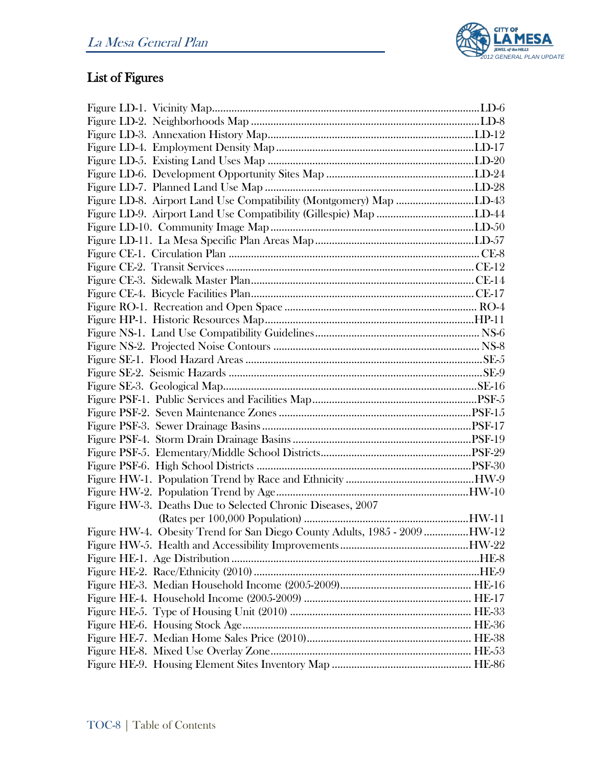## List of Figures

Figure LD-1. Vicinity Map....LD-6
Figure LD-2. Neighborhoods Map....LD-8
Figure LD-3. Annexation History Map....LD-12
Figure LD-4. Employment Density Map....LD-17
Figure LD-5. Existing Land Uses Map....LD-20
Figure LD-6. Development Opportunity Sites Map....LD-24
Figure LD-7. Planned Land Use Map....LD-28
Figure LD-8. Airport Land Use Compatibility (Montgomery) Map....LD-43
Figure LD-9. Airport Land Use Compatibility (Gillespie) Map....LD-44
Figure LD-10. Community Image Map....LD-50
Figure LD-11. La Mesa Specific Plan Areas Map....LD-57
Figure CE-1. Circulation Plan....CE-8
Figure CE-2. Transit Services....CE-12
Figure CE-3. Sidewalk Master Plan....CE-14
Figure CE-4. Bicycle Facilities Plan....CE-17
Figure RO-1. Recreation and Open Space....RO-4
Figure HP-1. Historic Resources Map....HP-11
Figure NS-1. Land Use Compatibility Guidelines....NS-6
Figure NS-2. Projected Noise Contours....NS-8
Figure SE-1. Flood Hazard Areas....SE-5
Figure SE-2. Seismic Hazards....SE-9
Figure SE-3. Geological Map....SE-16
Figure PSF-1. Public Services and Facilities Map....PSF-5
Figure PSF-2. Seven Maintenance Zones....PSF-15
Figure PSF-3. Sewer Drainage Basins....PSF-17
Figure PSF-4. Storm Drain Drainage Basins....PSF-19
Figure PSF-5. Elementary/Middle School Districts....PSF-29
Figure PSF-6. High School Districts....PSF-30
Figure HW-1. Population Trend by Race and Ethnicity....HW-9
Figure HW-2. Population Trend by Age....HW-10
Figure HW-3. Deaths Due to Selected Chronic Diseases, 2007 (Rates per 100,000 Population)....HW-11
Figure HW-4. Obesity Trend for San Diego County Adults, 1985 - 2009....HW-12
Figure HW-5. Health and Accessibility Improvements....HW-22
Figure HE-1. Age Distribution....HE-8
Figure HE-2. Race/Ethnicity (2010)....HE-9
Figure HE-3. Median Household Income (2005-2009)....HE-16
Figure HE-4. Household Income (2005-2009)....HE-17
Figure HE-5. Type of Housing Unit (2010)....HE-33
Figure HE-6. Housing Stock Age....HE-36
Figure HE-7. Median Home Sales Price (2010)....HE-38
Figure HE-8. Mixed Use Overlay Zone....HE-53
Figure HE-9. Housing Element Sites Inventory Map....HE-86